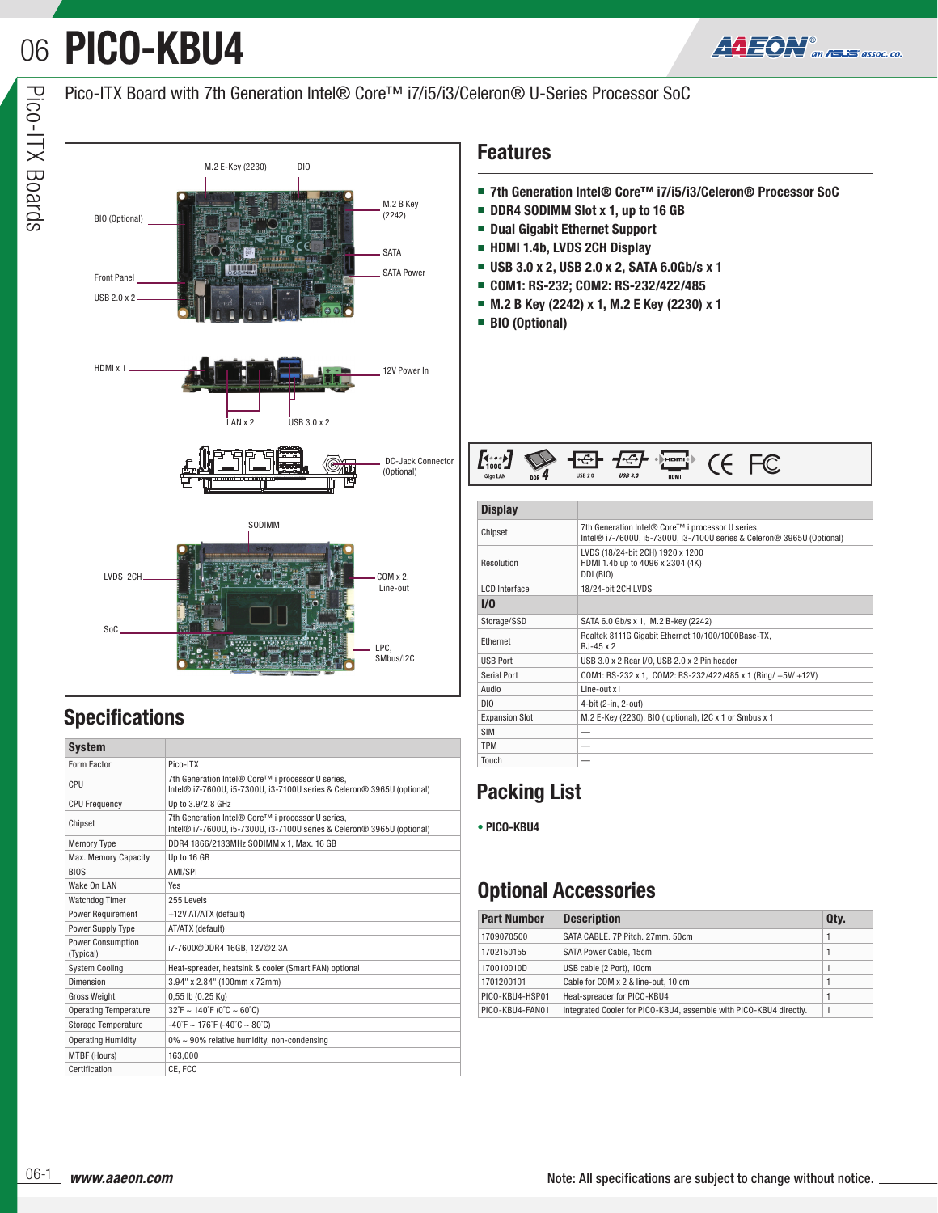# PICO-KBU4

Pico-ITX Board with 7th Generation Intel® Core™ i7/i5/i3/Celeron® U-Series Processor SoC

M.2 E-Key (2230) | DIO | BIO (Optional) | M.2 B Key (2242) | SATA | SATA Power | Front Panel | USB 2.0 x 2 | HDMI x 1 | 12V Power In | LAN x 2 | USB 3.0 x 2 | DC-Jack Connector (Optional) | SODIMM | LVDS 2CH | COM x 2, Line-out | SoC | LPC, SMbus/I2C

## Features

- 7th Generation Intel® Core™ i7/i5/i3/Celeron® Processor SoC
- DDR4 SODIMM Slot x 1, up to 16 GB
- Dual Gigabit Ethernet Support
- HDMI 1.4b, LVDS 2CH Display
- USB 3.0 x 2, USB 2.0 x 2, SATA 6.0Gb/s x 1
- COM1: RS-232; COM2: RS-232/422/485
- M.2 B Key (2242) x 1, M.2 E Key (2230) x 1
- BIO (Optional)

## Specifications

| System | |
|---|---|
| Form Factor | Pico-ITX |
| CPU | 7th Generation Intel® Core™ i processor U series, Intel® i7-7600U, i5-7300U, i3-7100U series & Celeron® 3965U (optional) |
| CPU Frequency | Up to 3.9/2.8 GHz |
| Chipset | 7th Generation Intel® Core™ i processor U series, Intel® i7-7600U, i5-7300U, i3-7100U series & Celeron® 3965U (optional) |
| Memory Type | DDR4 1866/2133MHz SODIMM x 1, Max. 16 GB |
| Max. Memory Capacity | Up to 16 GB |
| BIOS | AMI/SPI |
| Wake On LAN | Yes |
| Watchdog Timer | 255 Levels |
| Power Requirement | +12V AT/ATX (default) |
| Power Supply Type | AT/ATX (default) |
| Power Consumption (Typical) | i7-7600@DDR4 16GB, 12V@2.3A |
| System Cooling | Heat-spreader, heatsink & cooler (Smart FAN) optional |
| Dimension | 3.94" x 2.84" (100mm x 72mm) |
| Gross Weight | 0,55 lb (0.25 Kg) |
| Operating Temperature | 32˚F ~ 140˚F (0˚C ~ 60˚C) |
| Storage Temperature | -40˚F ~ 176˚F (-40˚C ~ 80˚C) |
| Operating Humidity | 0% ~ 90% relative humidity, non-condensing |
| MTBF (Hours) | 163,000 |
| Certification | CE, FCC |

| Display | |
|---|---|
| Chipset | 7th Generation Intel® Core™ i processor U series, Intel® i7-7600U, i5-7300U, i3-7100U series & Celeron® 3965U (Optional) |
| Resolution | LVDS (18/24-bit 2CH) 1920 x 1200<br>HDMI 1.4b up to 4096 x 2304 (4K)<br>DDI (BIO) |
| LCD Interface | 18/24-bit 2CH LVDS |
| **I/O** | |
| Storage/SSD | SATA 6.0 Gb/s x 1, M.2 B-key (2242) |
| Ethernet | Realtek 8111G Gigabit Ethernet 10/100/1000Base-TX, RJ-45 x 2 |
| USB Port | USB 3.0 x 2 Rear I/O, USB 2.0 x 2 Pin header |
| Serial Port | COM1: RS-232 x 1, COM2: RS-232/422/485 x 1 (Ring/ +5V/ +12V) |
| Audio | Line-out x1 |
| DIO | 4-bit (2-in, 2-out) |
| Expansion Slot | M.2 E-Key (2230), BIO ( optional), I2C x 1 or Smbus x 1 |
| SIM | — |
| TPM | — |
| Touch | — |

## Packing List

- PICO-KBU4

## Optional Accessories

| Part Number | Description | Qty. |
|---|---|---|
| 1709070500 | SATA CABLE. 7P Pitch. 27mm. 50cm | 1 |
| 1702150155 | SATA Power Cable, 15cm | 1 |
| 170010010D | USB cable (2 Port), 10cm | 1 |
| 1701200101 | Cable for COM x 2 & line-out, 10 cm | 1 |
| PICO-KBU4-HSP01 | Heat-spreader for PICO-KBU4 | 1 |
| PICO-KBU4-FAN01 | Integrated Cooler for PICO-KBU4, assemble with PICO-KBU4 directly. | 1 |

Note: All specifications are subject to change without notice.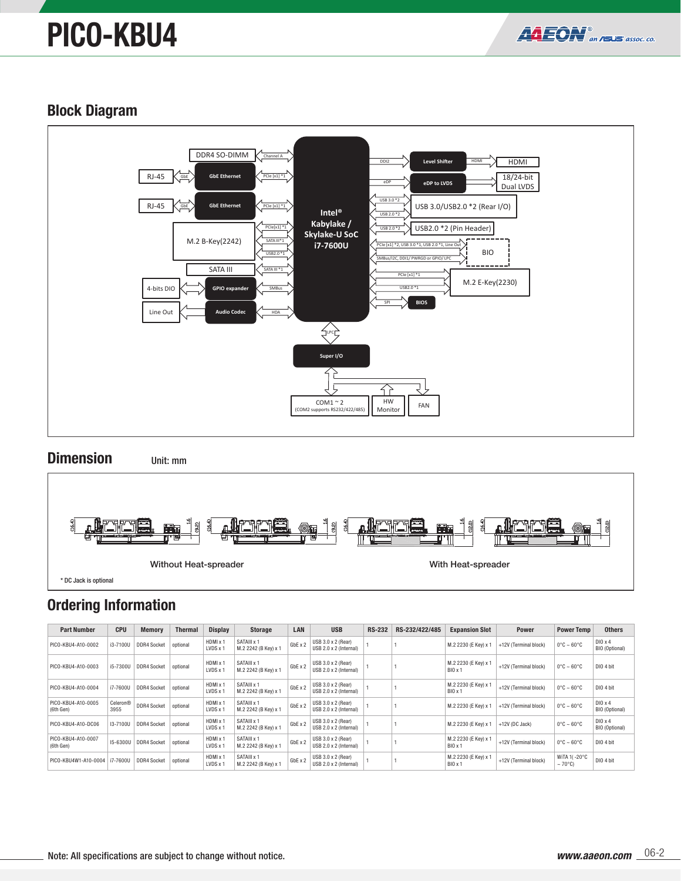# PICO-KBU4

## Block Diagram

DDR4 SO-DIMM
Channel A
RJ-45
GbE
GbE Ethernet
PCIe [x1] *1
RJ-45
GbE
GbE Ethernet
PCIe [x1] *1
M.2 B-Key(2242)
PCIe[x1] *1
SATA III*1
USB2.0 *1
SATA III
SATA III *1
4-bits DIO
GPIO expander
SMBus
Line Out
Audio Codec
HDA
Intel®
Kabylake /
Skylake-U SoC
i7-7600U
DDI2
Level Shifter
HDMI
HDMI
eDP
eDP to LVDS
18/24-bit
Dual LVDS
USB 3.0 *2
USB 2.0 *2
USB 3.0/USB2.0 *2 (Rear I/O)
USB 2.0 *2
USB2.0 *2 (Pin Header)
PCIe [x1] *2, USB 3.0 *1, USB 2.0 *1, Line Out
SMBus/I2C, DDI1/ PWRGD or GPIO/ LPC
BIO
PCIe [x1] *1
USB2.0 *1
M.2 E-Key(2230)
SPI
BIOS
LPC
Super I/O
COM1 ~ 2
(COM2 supports RS232/422/485)
HW
Monitor
FAN

## Dimension

Unit: mm

Without Heat-spreader

With Heat-spreader

* DC Jack is optional

## Ordering Information

| Part Number | CPU | Memory | Thermal | Display | Storage | LAN | USB | RS-232 | RS-232/422/485 | Expansion Slot | Power | Power Temp | Others |
|---|---|---|---|---|---|---|---|---|---|---|---|---|---|
| PICO-KBU4-A10-0002 | i3-7100U | DDR4 Socket | optional | HDMI x 1<br>LVDS x 1 | SATAIII x 1<br>M.2 2242 (B Key) x 1 | GbE x 2 | USB 3.0 x 2 (Rear)<br>USB 2.0 x 2 (Internal) | 1 | 1 | M.2 2230 (E Key) x 1 | +12V (Terminal block) | 0°C ~ 60°C | DIO x 4<br>BIO (Optional) |
| PICO-KBU4-A10-0003 | i5-7300U | DDR4 Socket | optional | HDMI x 1<br>LVDS x 1 | SATAIII x 1<br>M.2 2242 (B Key) x 1 | GbE x 2 | USB 3.0 x 2 (Rear)<br>USB 2.0 x 2 (Internal) | 1 | 1 | M.2 2230 (E Key) x 1<br>BIO x 1 | +12V (Terminal block) | 0°C ~ 60°C | DIO 4 bit |
| PICO-KBU4-A10-0004 | i7-7600U | DDR4 Socket | optional | HDMI x 1<br>LVDS x 1 | SATAIII x 1<br>M.2 2242 (B Key) x 1 | GbE x 2 | USB 3.0 x 2 (Rear)<br>USB 2.0 x 2 (Internal) | 1 | 1 | M.2 2230 (E Key) x 1<br>BIO x 1 | +12V (Terminal block) | 0°C ~ 60°C | DIO 4 bit |
| PICO-KBU4-A10-0005 (6th Gen) | Celeron® 3955 | DDR4 Socket | optional | HDMI x 1<br>LVDS x 1 | SATAIII x 1<br>M.2 2242 (B Key) x 1 | GbE x 2 | USB 3.0 x 2 (Rear)<br>USB 2.0 x 2 (Internal) | 1 | 1 | M.2 2230 (E Key) x 1 | +12V (Terminal block) | 0°C ~ 60°C | DIO x 4<br>BIO (Optional) |
| PICO-KBU4-A10-DC06 | I3-7100U | DDR4 Socket | optional | HDMI x 1<br>LVDS x 1 | SATAIII x 1<br>M.2 2242 (B Key) x 1 | GbE x 2 | USB 3.0 x 2 (Rear)<br>USB 2.0 x 2 (Internal) | 1 | 1 | M.2 2230 (E Key) x 1 | +12V (DC Jack) | 0°C ~ 60°C | DIO x 4<br>BIO (Optional) |
| PICO-KBU4-A10-0007 (6th Gen) | I5-6300U | DDR4 Socket | optional | HDMI x 1<br>LVDS x 1 | SATAIII x 1<br>M.2 2242 (B Key) x 1 | GbE x 2 | USB 3.0 x 2 (Rear)<br>USB 2.0 x 2 (Internal) | 1 | 1 | M.2 2230 (E Key) x 1<br>BIO x 1 | +12V (Terminal block) | 0°C ~ 60°C | DIO 4 bit |
| PICO-KBU4W1-A10-0004 | i7-7600U | DDR4 Socket | optional | HDMI x 1<br>LVDS x 1 | SATAIII x 1<br>M.2 2242 (B Key) x 1 | GbE x 2 | USB 3.0 x 2 (Rear)<br>USB 2.0 x 2 (Internal) | 1 | 1 | M.2 2230 (E Key) x 1<br>BIO x 1 | +12V (Terminal block) | WiTA 1( -20°C ~ 70°C) | DIO 4 bit |

Note: All specifications are subject to change without notice.